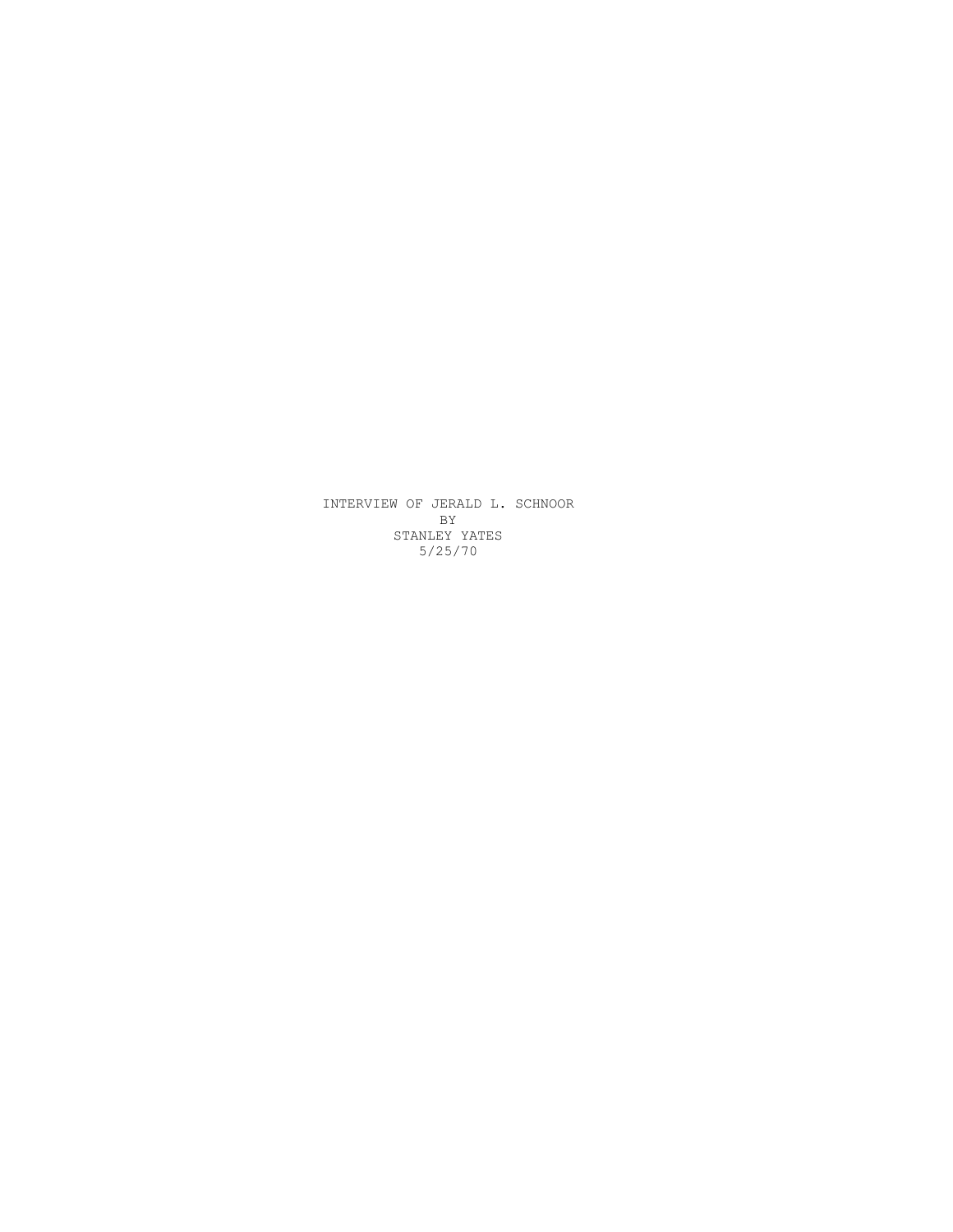INTERVIEW OF JERALD L. SCHNOOR

BY

STANLEY YATES

5/25/70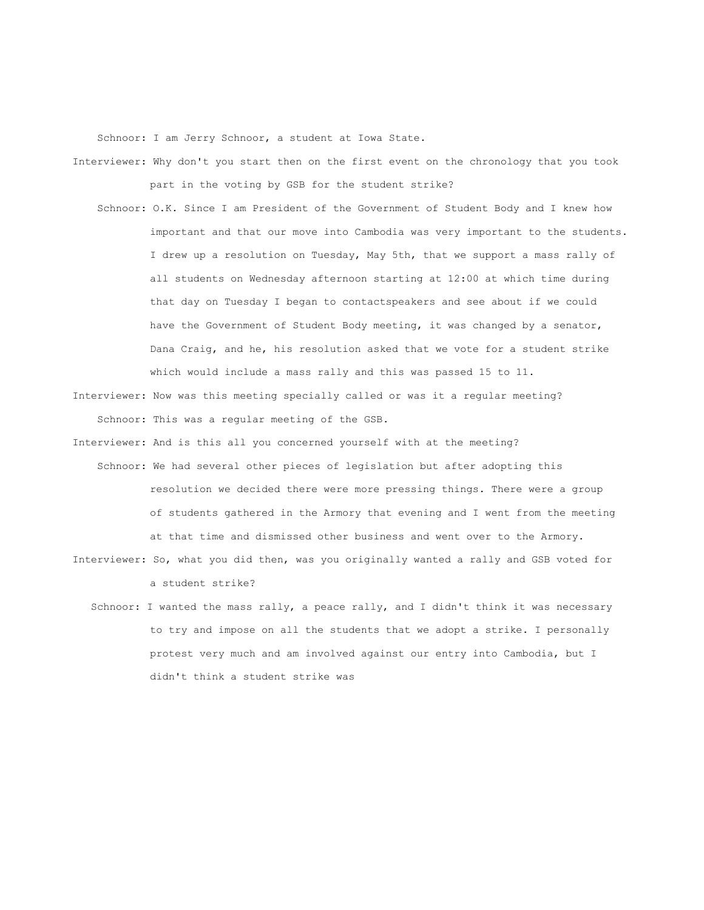Schnoor: I am Jerry Schnoor, a student at Iowa State.

Interviewer: Why don't you start then on the first event on the chronology that you took part in the voting by GSB for the student strike?

Schnoor: O.K. Since I am President of the Government of Student Body and I knew how important and that our move into Cambodia was very important to the students. I drew up a resolution on Tuesday, May 5th, that we support a mass rally of all students on Wednesday afternoon starting at 12:00 at which time during that day on Tuesday I began to contactspeakers and see about if we could have the Government of Student Body meeting, it was changed by a senator, Dana Craig, and he, his resolution asked that we vote for a student strike which would include a mass rally and this was passed 15 to 11.

Interviewer: Now was this meeting specially called or was it a regular meeting?

Schnoor: This was a regular meeting of the GSB.

Interviewer: And is this all you concerned yourself with at the meeting?

Schnoor: We had several other pieces of legislation but after adopting this resolution we decided there were more pressing things. There were a group of students gathered in the Armory that evening and I went from the meeting at that time and dismissed other business and went over to the Armory.

Interviewer: So, what you did then, was you originally wanted a rally and GSB voted for a student strike?

Schnoor: I wanted the mass rally, a peace rally, and I didn't think it was necessary to try and impose on all the students that we adopt a strike. I personally protest very much and am involved against our entry into Cambodia, but I didn't think a student strike was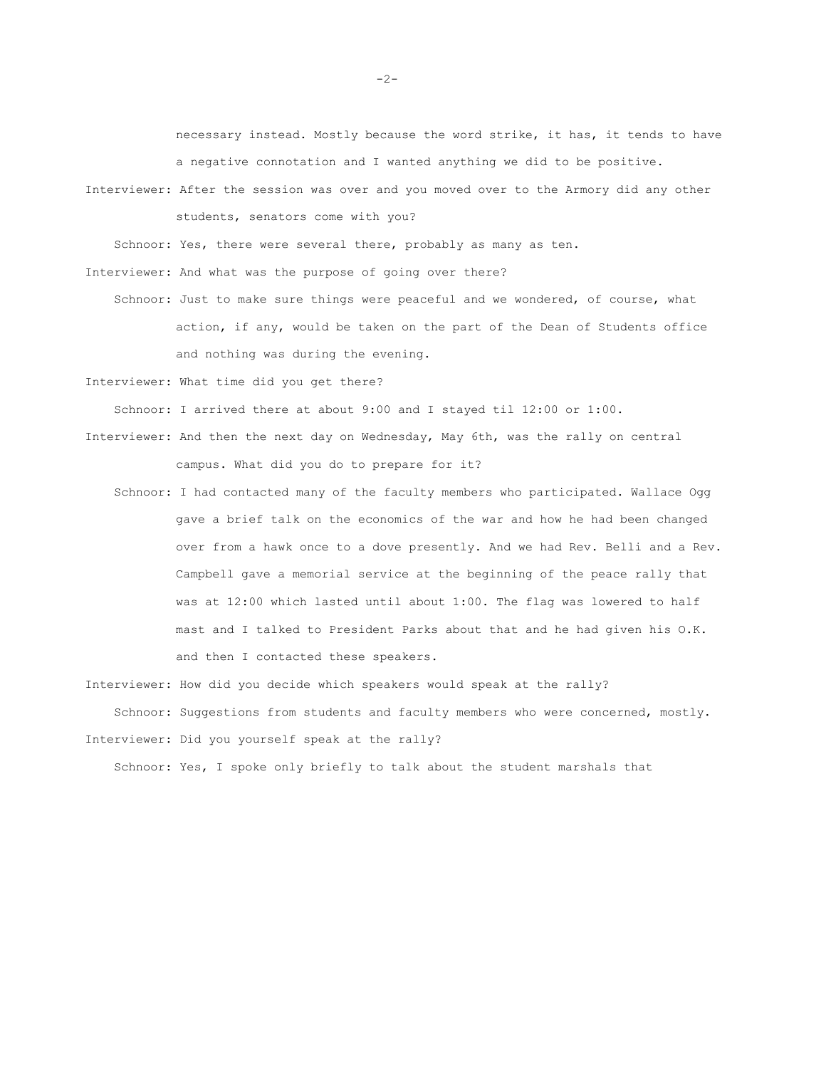necessary instead. Mostly because the word strike, it has, it tends to have a negative connotation and I wanted anything we did to be positive.

Interviewer: After the session was over and you moved over to the Armory did any other students, senators come with you?

Schnoor: Yes, there were several there, probably as many as ten.

Interviewer: And what was the purpose of going over there?

Schnoor: Just to make sure things were peaceful and we wondered, of course, what action, if any, would be taken on the part of the Dean of Students office and nothing was during the evening.

Interviewer: What time did you get there?

Schnoor: I arrived there at about 9:00 and I stayed til 12:00 or 1:00.

Interviewer: And then the next day on Wednesday, May 6th, was the rally on central campus. What did you do to prepare for it?

Schnoor: I had contacted many of the faculty members who participated. Wallace Ogg gave a brief talk on the economics of the war and how he had been changed over from a hawk once to a dove presently. And we had Rev. Belli and a Rev. Campbell gave a memorial service at the beginning of the peace rally that was at 12:00 which lasted until about 1:00. The flag was lowered to half mast and I talked to President Parks about that and he had given his O.K. and then I contacted these speakers.

Interviewer: How did you decide which speakers would speak at the rally?

Schnoor: Suggestions from students and faculty members who were concerned, mostly.

Interviewer: Did you yourself speak at the rally?

Schnoor: Yes, I spoke only briefly to talk about the student marshals that